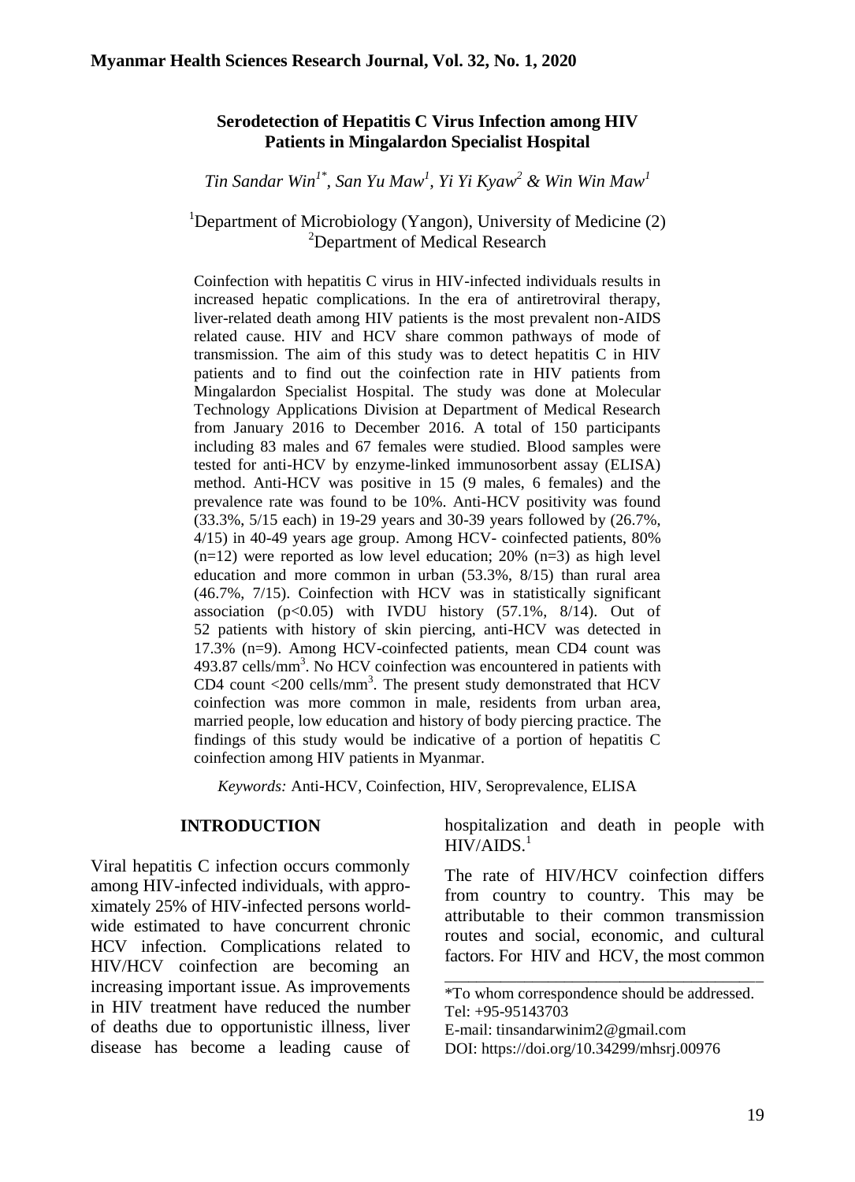# Serodetection of Hepatitis C Virus Infection among HIV Patients in Mingalardon Specialist Hospital

*Tin Sandar Win[1*], San Yu Maw[1], Yi Yi Kyaw[2] & Win Win Maw[1]*

[1]Department of Microbiology (Yangon), University of Medicine (2)
[2]Department of Medical Research

Coinfection with hepatitis C virus in HIV-infected individuals results in increased hepatic complications. In the era of antiretroviral therapy, liver-related death among HIV patients is the most prevalent non-AIDS related cause. HIV and HCV share common pathways of mode of transmission. The aim of this study was to detect hepatitis C in HIV patients and to find out the coinfection rate in HIV patients from Mingalardon Specialist Hospital. The study was done at Molecular Technology Applications Division at Department of Medical Research from January 2016 to December 2016. A total of 150 participants including 83 males and 67 females were studied. Blood samples were tested for anti-HCV by enzyme-linked immunosorbent assay (ELISA) method. Anti-HCV was positive in 15 (9 males, 6 females) and the prevalence rate was found to be 10%. Anti-HCV positivity was found (33.3%, 5/15 each) in 19-29 years and 30-39 years followed by (26.7%, 4/15) in 40-49 years age group. Among HCV- coinfected patients, 80% (n=12) were reported as low level education; 20% (n=3) as high level education and more common in urban (53.3%, 8/15) than rural area (46.7%, 7/15). Coinfection with HCV was in statistically significant association ($p<0.05$) with IVDU history (57.1%, 8/14). Out of 52 patients with history of skin piercing, anti-HCV was detected in 17.3% (n=9). Among HCV-coinfected patients, mean CD4 count was 493.87 cells/mm$^3$. No HCV coinfection was encountered in patients with CD4 count <200 cells/mm$^3$. The present study demonstrated that HCV coinfection was more common in male, residents from urban area, married people, low education and history of body piercing practice. The findings of this study would be indicative of a portion of hepatitis C coinfection among HIV patients in Myanmar.

*Keywords:* Anti-HCV, Coinfection, HIV, Seroprevalence, ELISA

## INTRODUCTION

Viral hepatitis C infection occurs commonly among HIV-infected individuals, with approximately 25% of HIV-infected persons worldwide estimated to have concurrent chronic HCV infection. Complications related to HIV/HCV coinfection are becoming an increasing important issue. As improvements in HIV treatment have reduced the number of deaths due to opportunistic illness, liver disease has become a leading cause of hospitalization and death in people with HIV/AIDS.[1]

The rate of HIV/HCV coinfection differs from country to country. This may be attributable to their common transmission routes and social, economic, and cultural factors. For HIV and HCV, the most common

*To whom correspondence should be addressed.
Tel: +95-95143703
E-mail: tinsandarwinim2@gmail.com
DOI: https://doi.org/10.34299/mhsrj.00976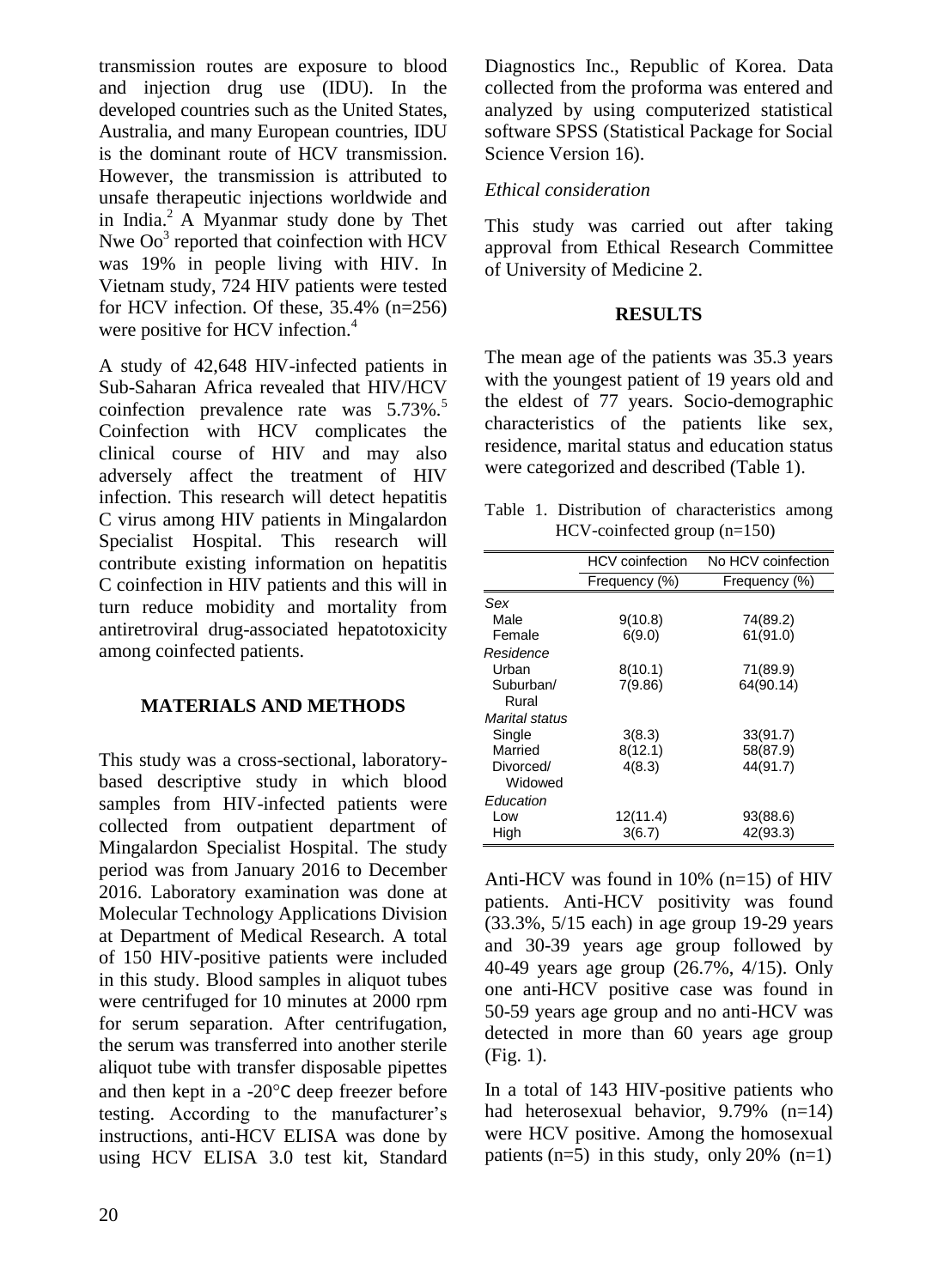transmission routes are exposure to blood and injection drug use (IDU). In the developed countries such as the United States, Australia, and many European countries, IDU is the dominant route of HCV transmission. However, the transmission is attributed to unsafe therapeutic injections worldwide and in India.[2] A Myanmar study done by Thet Nwe Oo[3] reported that coinfection with HCV was 19% in people living with HIV. In Vietnam study, 724 HIV patients were tested for HCV infection. Of these, 35.4% (n=256) were positive for HCV infection.[4]

A study of 42,648 HIV-infected patients in Sub-Saharan Africa revealed that HIV/HCV coinfection prevalence rate was 5.73%.[5] Coinfection with HCV complicates the clinical course of HIV and may also adversely affect the treatment of HIV infection. This research will detect hepatitis C virus among HIV patients in Mingalardon Specialist Hospital. This research will contribute existing information on hepatitis C coinfection in HIV patients and this will in turn reduce mobidity and mortality from antiretroviral drug-associated hepatotoxicity among coinfected patients.

## MATERIALS AND METHODS

This study was a cross-sectional, laboratory-based descriptive study in which blood samples from HIV-infected patients were collected from outpatient department of Mingalardon Specialist Hospital. The study period was from January 2016 to December 2016. Laboratory examination was done at Molecular Technology Applications Division at Department of Medical Research. A total of 150 HIV-positive patients were included in this study. Blood samples in aliquot tubes were centrifuged for 10 minutes at 2000 rpm for serum separation. After centrifugation, the serum was transferred into another sterile aliquot tube with transfer disposable pipettes and then kept in a -20°C deep freezer before testing. According to the manufacturer's instructions, anti-HCV ELISA was done by using HCV ELISA 3.0 test kit, Standard Diagnostics Inc., Republic of Korea. Data collected from the proforma was entered and analyzed by using computerized statistical software SPSS (Statistical Package for Social Science Version 16).

### *Ethical consideration*

This study was carried out after taking approval from Ethical Research Committee of University of Medicine 2.

## RESULTS

The mean age of the patients was 35.3 years with the youngest patient of 19 years old and the eldest of 77 years. Socio-demographic characteristics of the patients like sex, residence, marital status and education status were categorized and described (Table 1).

Table 1. Distribution of characteristics among HCV-coinfected group (n=150)

| | HCV coinfection | No HCV coinfection |
|---|---|---|
| | Frequency (%) | Frequency (%) |
| *Sex* | | |
| Male | 9(10.8) | 74(89.2) |
| Female | 6(9.0) | 61(91.0) |
| *Residence* | | |
| Urban | 8(10.1) | 71(89.9) |
| Suburban/ Rural | 7(9.86) | 64(90.14) |
| *Marital status* | | |
| Single | 3(8.3) | 33(91.7) |
| Married | 8(12.1) | 58(87.9) |
| Divorced/ Widowed | 4(8.3) | 44(91.7) |
| *Education* | | |
| Low | 12(11.4) | 93(88.6) |
| High | 3(6.7) | 42(93.3) |

Anti-HCV was found in 10% (n=15) of HIV patients. Anti-HCV positivity was found (33.3%, 5/15 each) in age group 19-29 years and 30-39 years age group followed by 40-49 years age group (26.7%, 4/15). Only one anti-HCV positive case was found in 50-59 years age group and no anti-HCV was detected in more than 60 years age group (Fig. 1).

In a total of 143 HIV-positive patients who had heterosexual behavior, 9.79% (n=14) were HCV positive. Among the homosexual patients (n=5) in this study, only 20% (n=1)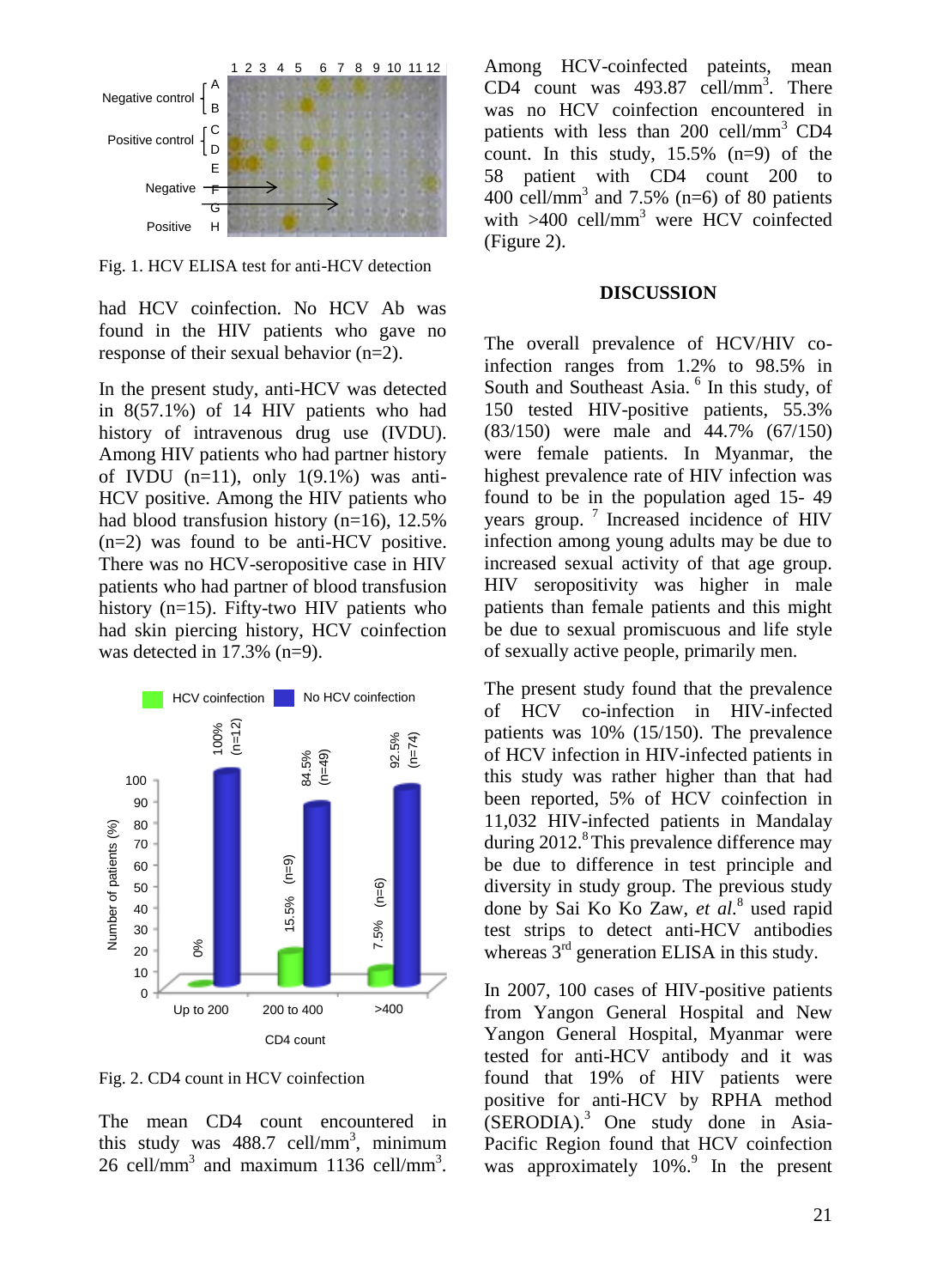Fig. 1. HCV ELISA test for anti-HCV detection

had HCV coinfection. No HCV Ab was found in the HIV patients who gave no response of their sexual behavior (n=2).

In the present study, anti-HCV was detected in 8(57.1%) of 14 HIV patients who had history of intravenous drug use (IVDU). Among HIV patients who had partner history of IVDU (n=11), only 1(9.1%) was anti-HCV positive. Among the HIV patients who had blood transfusion history (n=16), 12.5% (n=2) was found to be anti-HCV positive. There was no HCV-seropositive case in HIV patients who had partner of blood transfusion history (n=15). Fifty-two HIV patients who had skin piercing history, HCV coinfection was detected in 17.3% (n=9).

Fig. 2. CD4 count in HCV coinfection

The mean CD4 count encountered in this study was 488.7 cell/mm$^3$, minimum 26 cell/mm$^3$ and maximum 1136 cell/mm$^3$. Among HCV-coinfected pateints, mean CD4 count was 493.87 cell/mm$^3$. There was no HCV coinfection encountered in patients with less than 200 cell/mm$^3$ CD4 count. In this study, 15.5% (n=9) of the 58 patient with CD4 count 200 to 400 cell/mm$^3$ and 7.5% (n=6) of 80 patients with >400 cell/mm$^3$ were HCV coinfected (Figure 2).

## DISCUSSION

The overall prevalence of HCV/HIV co-infection ranges from 1.2% to 98.5% in South and Southeast Asia.[6] In this study, of 150 tested HIV-positive patients, 55.3% (83/150) were male and 44.7% (67/150) were female patients. In Myanmar, the highest prevalence rate of HIV infection was found to be in the population aged 15- 49 years group.[7] Increased incidence of HIV infection among young adults may be due to increased sexual activity of that age group. HIV seropositivity was higher in male patients than female patients and this might be due to sexual promiscuous and life style of sexually active people, primarily men.

The present study found that the prevalence of HCV co-infection in HIV-infected patients was 10% (15/150). The prevalence of HCV infection in HIV-infected patients in this study was rather higher than that had been reported, 5% of HCV coinfection in 11,032 HIV-infected patients in Mandalay during 2012.[8] This prevalence difference may be due to difference in test principle and diversity in study group. The previous study done by Sai Ko Ko Zaw, *et al.*[8] used rapid test strips to detect anti-HCV antibodies whereas 3rd generation ELISA in this study.

In 2007, 100 cases of HIV-positive patients from Yangon General Hospital and New Yangon General Hospital, Myanmar were tested for anti-HCV antibody and it was found that 19% of HIV patients were positive for anti-HCV by RPHA method (SERODIA).[3] One study done in Asia-Pacific Region found that HCV coinfection was approximately 10%.[9] In the present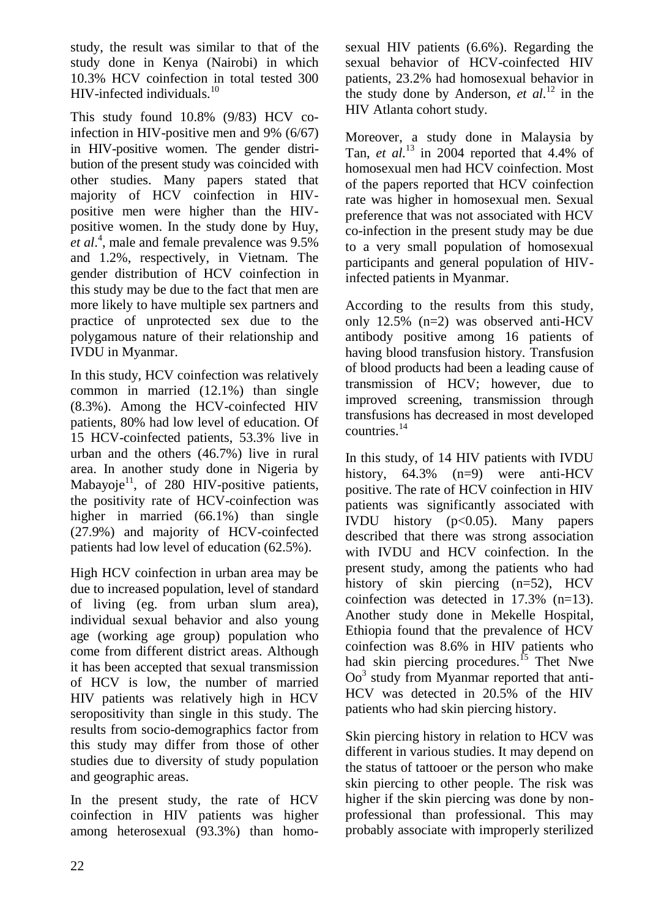study, the result was similar to that of the study done in Kenya (Nairobi) in which 10.3% HCV coinfection in total tested 300 HIV-infected individuals.[10]

This study found 10.8% (9/83) HCV co-infection in HIV-positive men and 9% (6/67) in HIV-positive women. The gender distribution of the present study was coincided with other studies. Many papers stated that majority of HCV coinfection in HIV-positive men were higher than the HIV-positive women. In the study done by Huy, *et al*.[4], male and female prevalence was 9.5% and 1.2%, respectively, in Vietnam. The gender distribution of HCV coinfection in this study may be due to the fact that men are more likely to have multiple sex partners and practice of unprotected sex due to the polygamous nature of their relationship and IVDU in Myanmar.

In this study, HCV coinfection was relatively common in married (12.1%) than single (8.3%). Among the HCV-coinfected HIV patients, 80% had low level of education. Of 15 HCV-coinfected patients, 53.3% live in urban and the others (46.7%) live in rural area. In another study done in Nigeria by Mabayoje[11], of 280 HIV-positive patients, the positivity rate of HCV-coinfection was higher in married (66.1%) than single (27.9%) and majority of HCV-coinfected patients had low level of education (62.5%).

High HCV coinfection in urban area may be due to increased population, level of standard of living (eg. from urban slum area), individual sexual behavior and also young age (working age group) population who come from different district areas. Although it has been accepted that sexual transmission of HCV is low, the number of married HIV patients was relatively high in HCV seropositivity than single in this study. The results from socio-demographics factor from this study may differ from those of other studies due to diversity of study population and geographic areas.

In the present study, the rate of HCV coinfection in HIV patients was higher among heterosexual (93.3%) than homosexual HIV patients (6.6%). Regarding the sexual behavior of HCV-coinfected HIV patients, 23.2% had homosexual behavior in the study done by Anderson, *et al.*[12] in the HIV Atlanta cohort study.

Moreover, a study done in Malaysia by Tan, *et al.*[13] in 2004 reported that 4.4% of homosexual men had HCV coinfection. Most of the papers reported that HCV coinfection rate was higher in homosexual men. Sexual preference that was not associated with HCV co-infection in the present study may be due to a very small population of homosexual participants and general population of HIV-infected patients in Myanmar.

According to the results from this study, only 12.5% (n=2) was observed anti-HCV antibody positive among 16 patients of having blood transfusion history. Transfusion of blood products had been a leading cause of transmission of HCV; however, due to improved screening, transmission through transfusions has decreased in most developed countries.[14]

In this study, of 14 HIV patients with IVDU history, 64.3% (n=9) were anti-HCV positive. The rate of HCV coinfection in HIV patients was significantly associated with IVDU history ($p<0.05$). Many papers described that there was strong association with IVDU and HCV coinfection. In the present study, among the patients who had history of skin piercing (n=52), HCV coinfection was detected in 17.3% (n=13). Another study done in Mekelle Hospital, Ethiopia found that the prevalence of HCV coinfection was 8.6% in HIV patients who had skin piercing procedures.[15] Thet Nwe Oo[3] study from Myanmar reported that anti-HCV was detected in 20.5% of the HIV patients who had skin piercing history.

Skin piercing history in relation to HCV was different in various studies. It may depend on the status of tattooer or the person who make skin piercing to other people. The risk was higher if the skin piercing was done by non-professional than professional. This may probably associate with improperly sterilized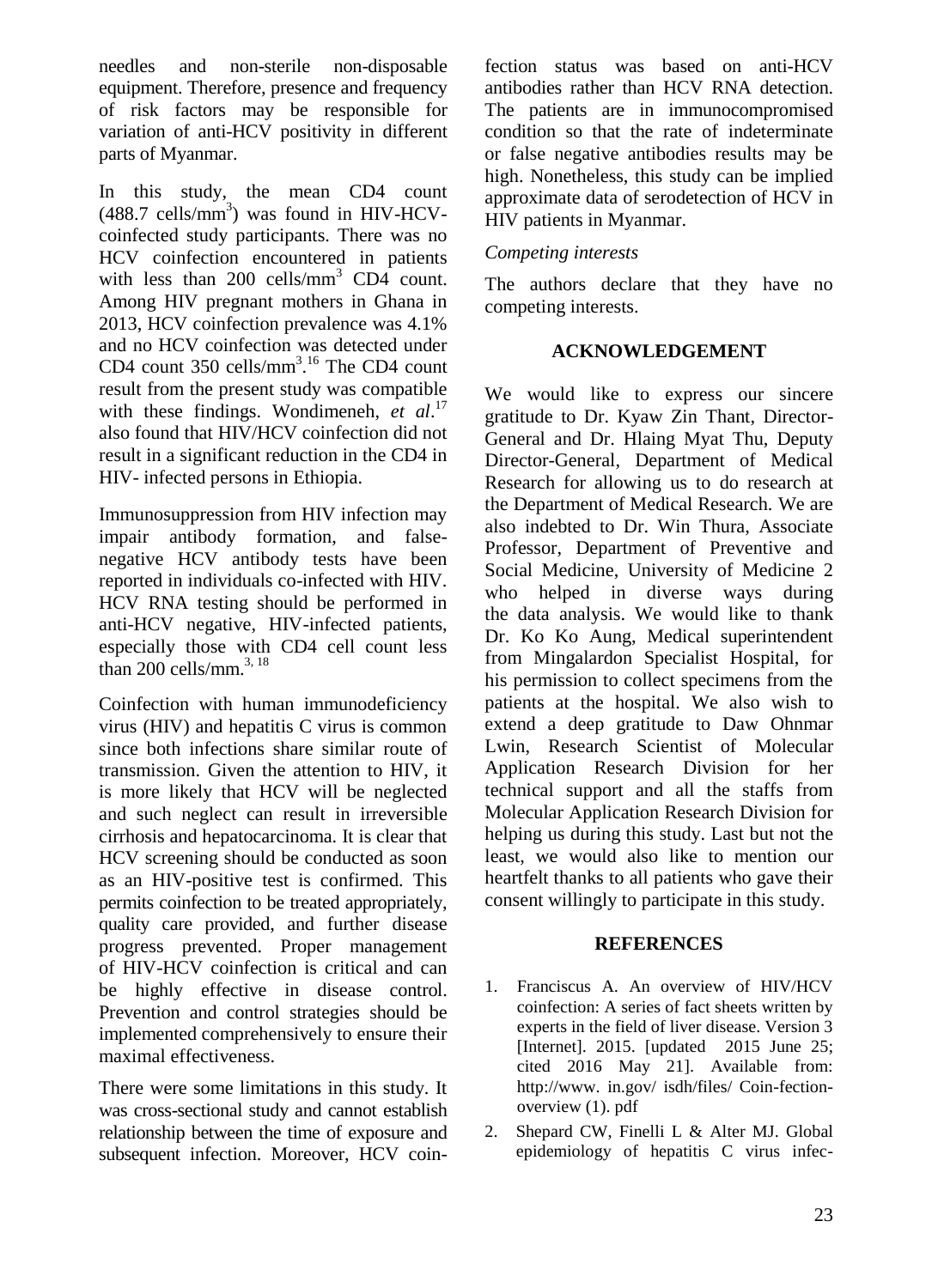needles and non-sterile non-disposable equipment. Therefore, presence and frequency of risk factors may be responsible for variation of anti-HCV positivity in different parts of Myanmar.

In this study, the mean CD4 count (488.7 cells/mm$^3$) was found in HIV-HCV-coinfected study participants. There was no HCV coinfection encountered in patients with less than 200 cells/mm$^3$ CD4 count. Among HIV pregnant mothers in Ghana in 2013, HCV coinfection prevalence was 4.1% and no HCV coinfection was detected under CD4 count 350 cells/mm$^3$.[16] The CD4 count result from the present study was compatible with these findings. Wondimeneh, *et al*.[17] also found that HIV/HCV coinfection did not result in a significant reduction in the CD4 in HIV- infected persons in Ethiopia.

Immunosuppression from HIV infection may impair antibody formation, and false-negative HCV antibody tests have been reported in individuals co-infected with HIV. HCV RNA testing should be performed in anti-HCV negative, HIV-infected patients, especially those with CD4 cell count less than 200 cells/mm.[3, 18]

Coinfection with human immunodeficiency virus (HIV) and hepatitis C virus is common since both infections share similar route of transmission. Given the attention to HIV, it is more likely that HCV will be neglected and such neglect can result in irreversible cirrhosis and hepatocarcinoma. It is clear that HCV screening should be conducted as soon as an HIV-positive test is confirmed. This permits coinfection to be treated appropriately, quality care provided, and further disease progress prevented. Proper management of HIV-HCV coinfection is critical and can be highly effective in disease control. Prevention and control strategies should be implemented comprehensively to ensure their maximal effectiveness.

There were some limitations in this study. It was cross-sectional study and cannot establish relationship between the time of exposure and subsequent infection. Moreover, HCV coinfection status was based on anti-HCV antibodies rather than HCV RNA detection. The patients are in immunocompromised condition so that the rate of indeterminate or false negative antibodies results may be high. Nonetheless, this study can be implied approximate data of serodetection of HCV in HIV patients in Myanmar.

*Competing interests*

The authors declare that they have no competing interests.

## ACKNOWLEDGEMENT

We would like to express our sincere gratitude to Dr. Kyaw Zin Thant, Director-General and Dr. Hlaing Myat Thu, Deputy Director-General, Department of Medical Research for allowing us to do research at the Department of Medical Research. We are also indebted to Dr. Win Thura, Associate Professor, Department of Preventive and Social Medicine, University of Medicine 2 who helped in diverse ways during the data analysis. We would like to thank Dr. Ko Ko Aung, Medical superintendent from Mingalardon Specialist Hospital, for his permission to collect specimens from the patients at the hospital. We also wish to extend a deep gratitude to Daw Ohnmar Lwin, Research Scientist of Molecular Application Research Division for her technical support and all the staffs from Molecular Application Research Division for helping us during this study. Last but not the least, we would also like to mention our heartfelt thanks to all patients who gave their consent willingly to participate in this study.

## REFERENCES

1. Franciscus A. An overview of HIV/HCV coinfection: A series of fact sheets written by experts in the field of liver disease. Version 3 [Internet]. 2015. [updated 2015 June 25; cited 2016 May 21]. Available from: http://www. in.gov/ isdh/files/ Coin-fection-overview (1). pdf
2. Shepard CW, Finelli L & Alter MJ. Global epidemiology of hepatitis C virus infec-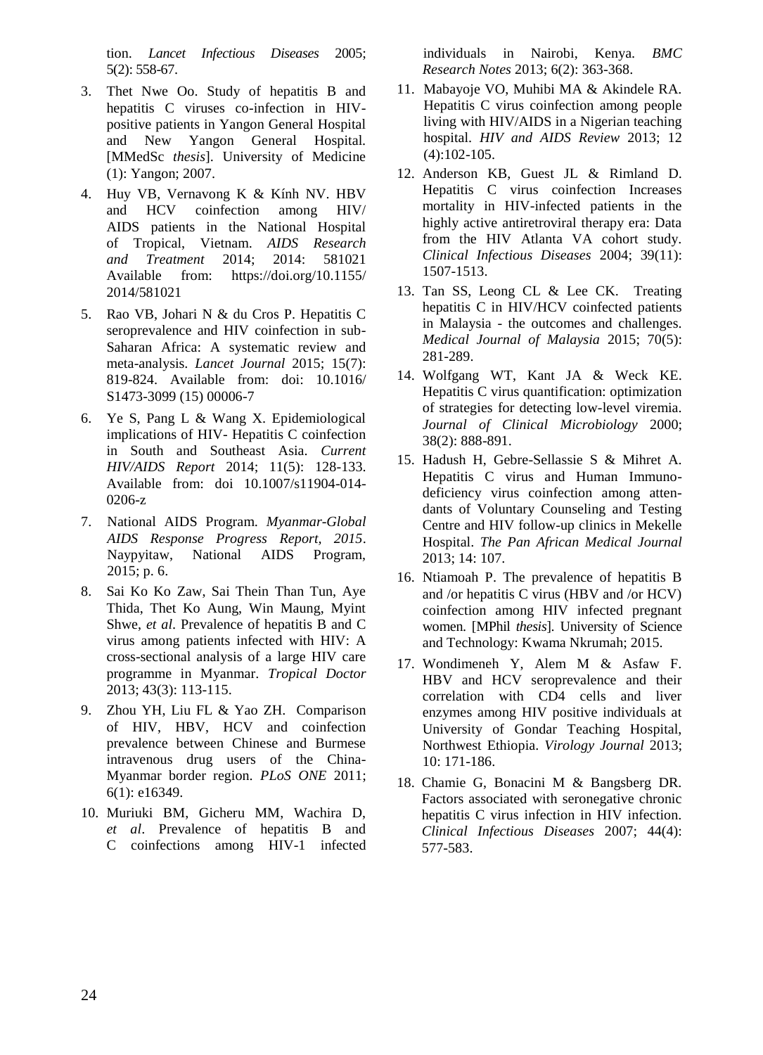tion. *Lancet Infectious Diseases* 2005; 5(2): 558-67.

3. Thet Nwe Oo. Study of hepatitis B and hepatitis C viruses co-infection in HIV-positive patients in Yangon General Hospital and New Yangon General Hospital. [MMedSc *thesis*]. University of Medicine (1): Yangon; 2007.

4. Huy VB, Vernavong K & Kính NV. HBV and HCV coinfection among HIV/ AIDS patients in the National Hospital of Tropical, Vietnam. *AIDS Research and Treatment* 2014; 2014: 581021 Available from: https://doi.org/10.1155/ 2014/581021

5. Rao VB, Johari N & du Cros P. Hepatitis C seroprevalence and HIV coinfection in sub-Saharan Africa: A systematic review and meta-analysis. *Lancet Journal* 2015; 15(7): 819-824. Available from: doi: 10.1016/ S1473-3099 (15) 00006-7

6. Ye S, Pang L & Wang X. Epidemiological implications of HIV- Hepatitis C coinfection in South and Southeast Asia. *Current HIV/AIDS Report* 2014; 11(5): 128-133. Available from: doi 10.1007/s11904-014-0206-z

7. National AIDS Program. *Myanmar-Global AIDS Response Progress Report, 2015*. Naypyitaw, National AIDS Program, 2015; p. 6.

8. Sai Ko Ko Zaw, Sai Thein Than Tun, Aye Thida, Thet Ko Aung, Win Maung, Myint Shwe, *et al*. Prevalence of hepatitis B and C virus among patients infected with HIV: A cross-sectional analysis of a large HIV care programme in Myanmar. *Tropical Doctor* 2013; 43(3): 113-115.

9. Zhou YH, Liu FL & Yao ZH. Comparison of HIV, HBV, HCV and coinfection prevalence between Chinese and Burmese intravenous drug users of the China-Myanmar border region. *PLoS ONE* 2011; 6(1): e16349.

10. Muriuki BM, Gicheru MM, Wachira D, *et al*. Prevalence of hepatitis B and C coinfections among HIV-1 infected individuals in Nairobi, Kenya. *BMC Research Notes* 2013; 6(2): 363-368.

11. Mabayoje VO, Muhibi MA & Akindele RA. Hepatitis C virus coinfection among people living with HIV/AIDS in a Nigerian teaching hospital. *HIV and AIDS Review* 2013; 12 (4):102-105.

12. Anderson KB, Guest JL & Rimland D. Hepatitis C virus coinfection Increases mortality in HIV-infected patients in the highly active antiretroviral therapy era: Data from the HIV Atlanta VA cohort study. *Clinical Infectious Diseases* 2004; 39(11): 1507-1513.

13. Tan SS, Leong CL & Lee CK. Treating hepatitis C in HIV/HCV coinfected patients in Malaysia - the outcomes and challenges. *Medical Journal of Malaysia* 2015; 70(5): 281-289.

14. Wolfgang WT, Kant JA & Weck KE. Hepatitis C virus quantification: optimization of strategies for detecting low-level viremia. *Journal of Clinical Microbiology* 2000; 38(2): 888-891.

15. Hadush H, Gebre-Sellassie S & Mihret A. Hepatitis C virus and Human Immuno-deficiency virus coinfection among attendants of Voluntary Counseling and Testing Centre and HIV follow-up clinics in Mekelle Hospital. *The Pan African Medical Journal* 2013; 14: 107.

16. Ntiamoah P. The prevalence of hepatitis B and /or hepatitis C virus (HBV and /or HCV) coinfection among HIV infected pregnant women. [MPhil *thesis*]. University of Science and Technology: Kwama Nkrumah; 2015.

17. Wondimeneh Y, Alem M & Asfaw F. HBV and HCV seroprevalence and their correlation with CD4 cells and liver enzymes among HIV positive individuals at University of Gondar Teaching Hospital, Northwest Ethiopia. *Virology Journal* 2013; 10: 171-186.

18. Chamie G, Bonacini M & Bangsberg DR. Factors associated with seronegative chronic hepatitis C virus infection in HIV infection. *Clinical Infectious Diseases* 2007; 44(4): 577-583.